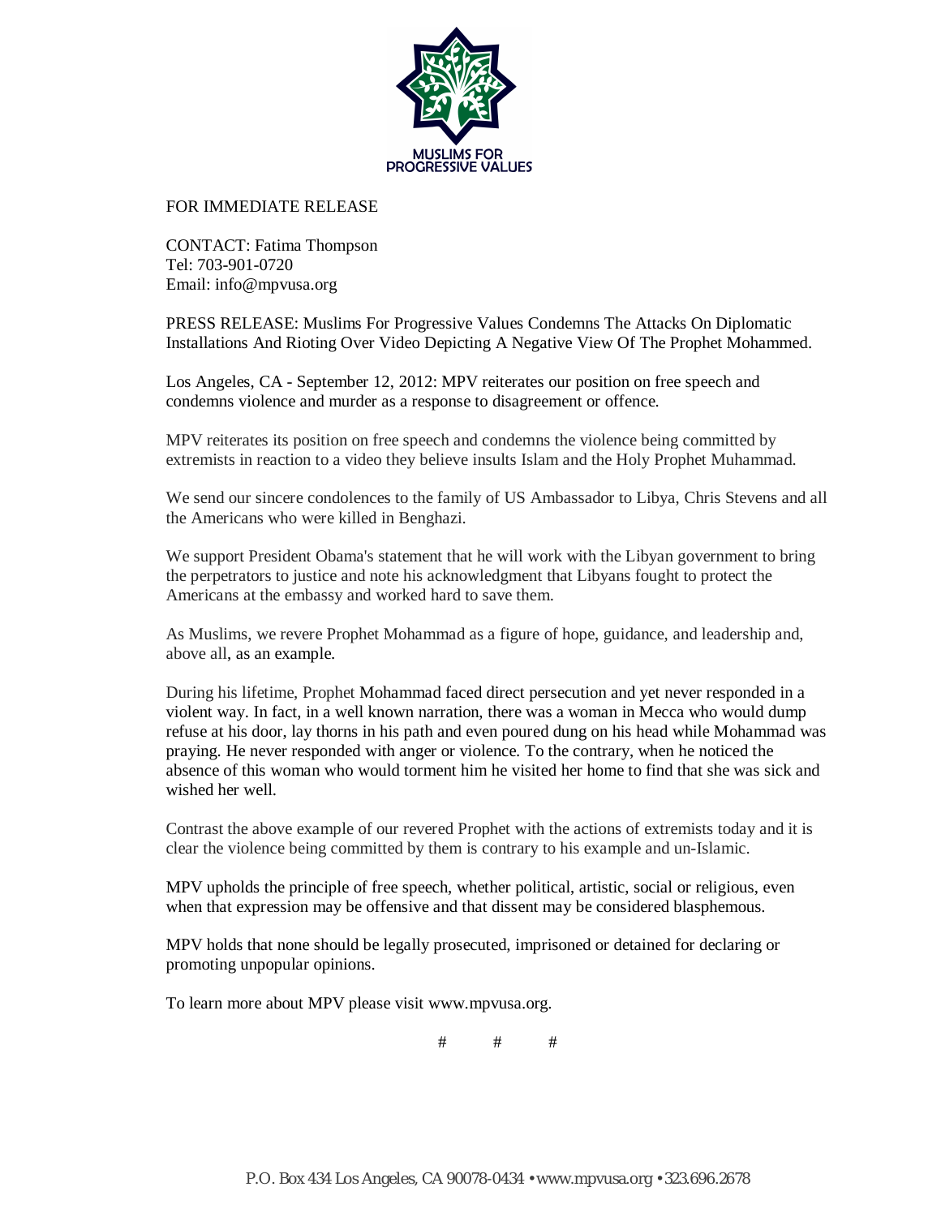MUSLIMS FOR PROGRESSIVE VALUES

FOR IMMEDIATE RELEASE

CONTACT: Fatima Thompson
Tel: 703-901-0720
Email: info@mpvusa.org

PRESS RELEASE: Muslims For Progressive Values Condemns The Attacks On Diplomatic Installations And Rioting Over Video Depicting A Negative View Of The Prophet Mohammed.

Los Angeles, CA - September 12, 2012: MPV reiterates our position on free speech and condemns violence and murder as a response to disagreement or offence.

MPV reiterates its position on free speech and condemns the violence being committed by extremists in reaction to a video they believe insults Islam and the Holy Prophet Muhammad.

We send our sincere condolences to the family of US Ambassador to Libya, Chris Stevens and all the Americans who were killed in Benghazi.

We support President Obama's statement that he will work with the Libyan government to bring the perpetrators to justice and note his acknowledgment that Libyans fought to protect the Americans at the embassy and worked hard to save them.

As Muslims, we revere Prophet Mohammad as a figure of hope, guidance, and leadership and, above all, as an example.

During his lifetime, Prophet Mohammad faced direct persecution and yet never responded in a violent way. In fact, in a well known narration, there was a woman in Mecca who would dump refuse at his door, lay thorns in his path and even poured dung on his head while Mohammad was praying. He never responded with anger or violence. To the contrary, when he noticed the absence of this woman who would torment him he visited her home to find that she was sick and wished her well.

Contrast the above example of our revered Prophet with the actions of extremists today and it is clear the violence being committed by them is contrary to his example and un-Islamic.

MPV upholds the principle of free speech, whether political, artistic, social or religious, even when that expression may be offensive and that dissent may be considered blasphemous.

MPV holds that none should be legally prosecuted, imprisoned or detained for declaring or promoting unpopular opinions.

To learn more about MPV please visit www.mpvusa.org.

# # #

P.O. Box 434 Los Angeles, CA 90078-0434 • www.mpvusa.org • 323.696.2678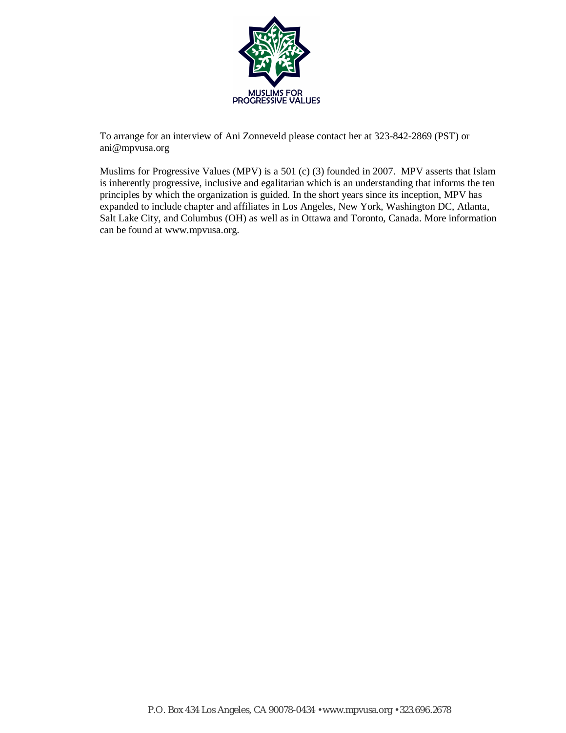To arrange for an interview of Ani Zonneveld please contact her at 323-842-2869 (PST) or ani@mpvusa.org

Muslims for Progressive Values (MPV) is a 501 (c) (3) founded in 2007. MPV asserts that Islam is inherently progressive, inclusive and egalitarian which is an understanding that informs the ten principles by which the organization is guided. In the short years since its inception, MPV has expanded to include chapter and affiliates in Los Angeles, New York, Washington DC, Atlanta, Salt Lake City, and Columbus (OH) as well as in Ottawa and Toronto, Canada. More information can be found at www.mpvusa.org.